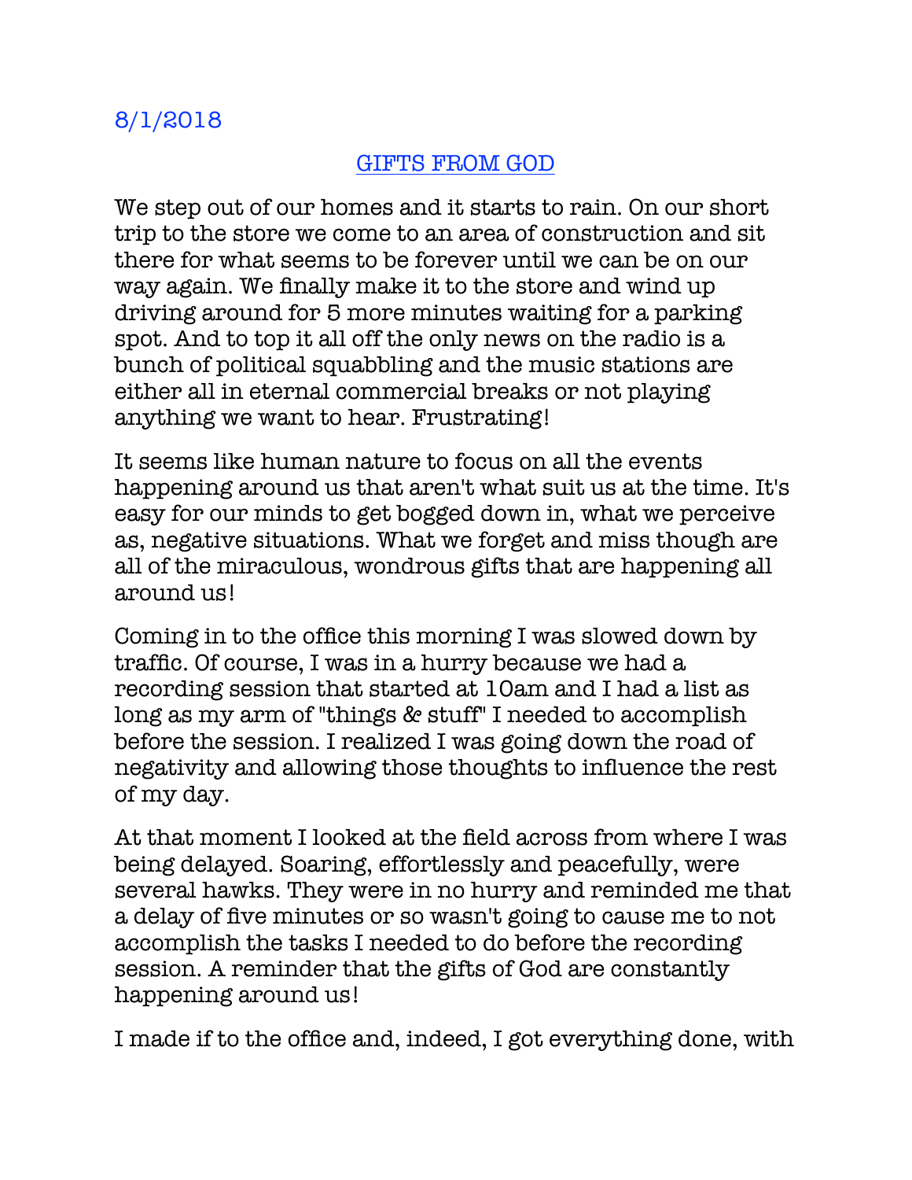8/1/2018

## GIFTS FROM GOD

We step out of our homes and it starts to rain. On our short trip to the store we come to an area of construction and sit there for what seems to be forever until we can be on our way again. We finally make it to the store and wind up driving around for 5 more minutes waiting for a parking spot. And to top it all off the only news on the radio is a bunch of political squabbling and the music stations are either all in eternal commercial breaks or not playing anything we want to hear. Frustrating!

It seems like human nature to focus on all the events happening around us that aren't what suit us at the time. It's easy for our minds to get bogged down in, what we perceive as, negative situations. What we forget and miss though are all of the miraculous, wondrous gifts that are happening all around us!

Coming in to the office this morning I was slowed down by traffic. Of course, I was in a hurry because we had a recording session that started at 10am and I had a list as long as my arm of "things & stuff" I needed to accomplish before the session. I realized I was going down the road of negativity and allowing those thoughts to influence the rest of my day.

At that moment I looked at the field across from where I was being delayed. Soaring, effortlessly and peacefully, were several hawks. They were in no hurry and reminded me that a delay of five minutes or so wasn't going to cause me to not accomplish the tasks I needed to do before the recording session. A reminder that the gifts of God are constantly happening around us!

I made if to the office and, indeed, I got everything done, with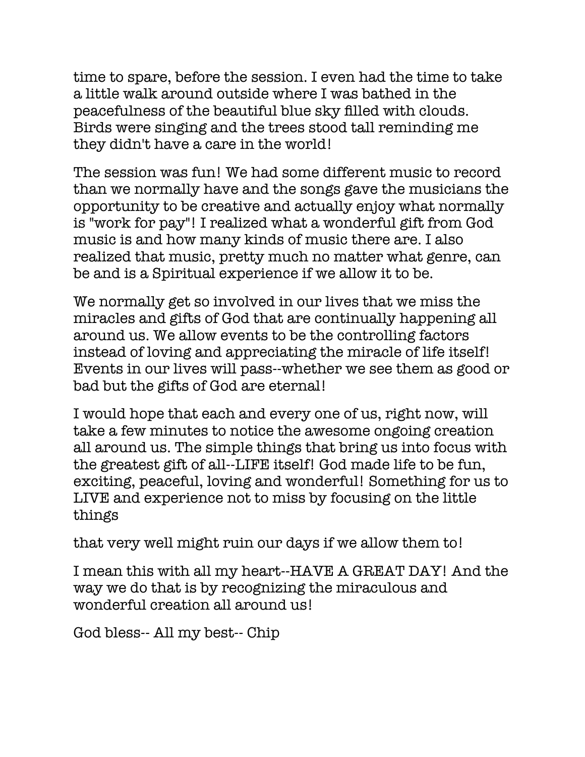time to spare, before the session. I even had the time to take a little walk around outside where I was bathed in the peacefulness of the beautiful blue sky filled with clouds. Birds were singing and the trees stood tall reminding me they didn't have a care in the world!

The session was fun! We had some different music to record than we normally have and the songs gave the musicians the opportunity to be creative and actually enjoy what normally is "work for pay"! I realized what a wonderful gift from God music is and how many kinds of music there are. I also realized that music, pretty much no matter what genre, can be and is a Spiritual experience if we allow it to be.

We normally get so involved in our lives that we miss the miracles and gifts of God that are continually happening all around us. We allow events to be the controlling factors instead of loving and appreciating the miracle of life itself! Events in our lives will pass--whether we see them as good or bad but the gifts of God are eternal!

I would hope that each and every one of us, right now, will take a few minutes to notice the awesome ongoing creation all around us. The simple things that bring us into focus with the greatest gift of all--LIFE itself! God made life to be fun, exciting, peaceful, loving and wonderful! Something for us to LIVE and experience not to miss by focusing on the little things

that very well might ruin our days if we allow them to!

I mean this with all my heart--HAVE A GREAT DAY! And the way we do that is by recognizing the miraculous and wonderful creation all around us!

God bless-- All my best-- Chip